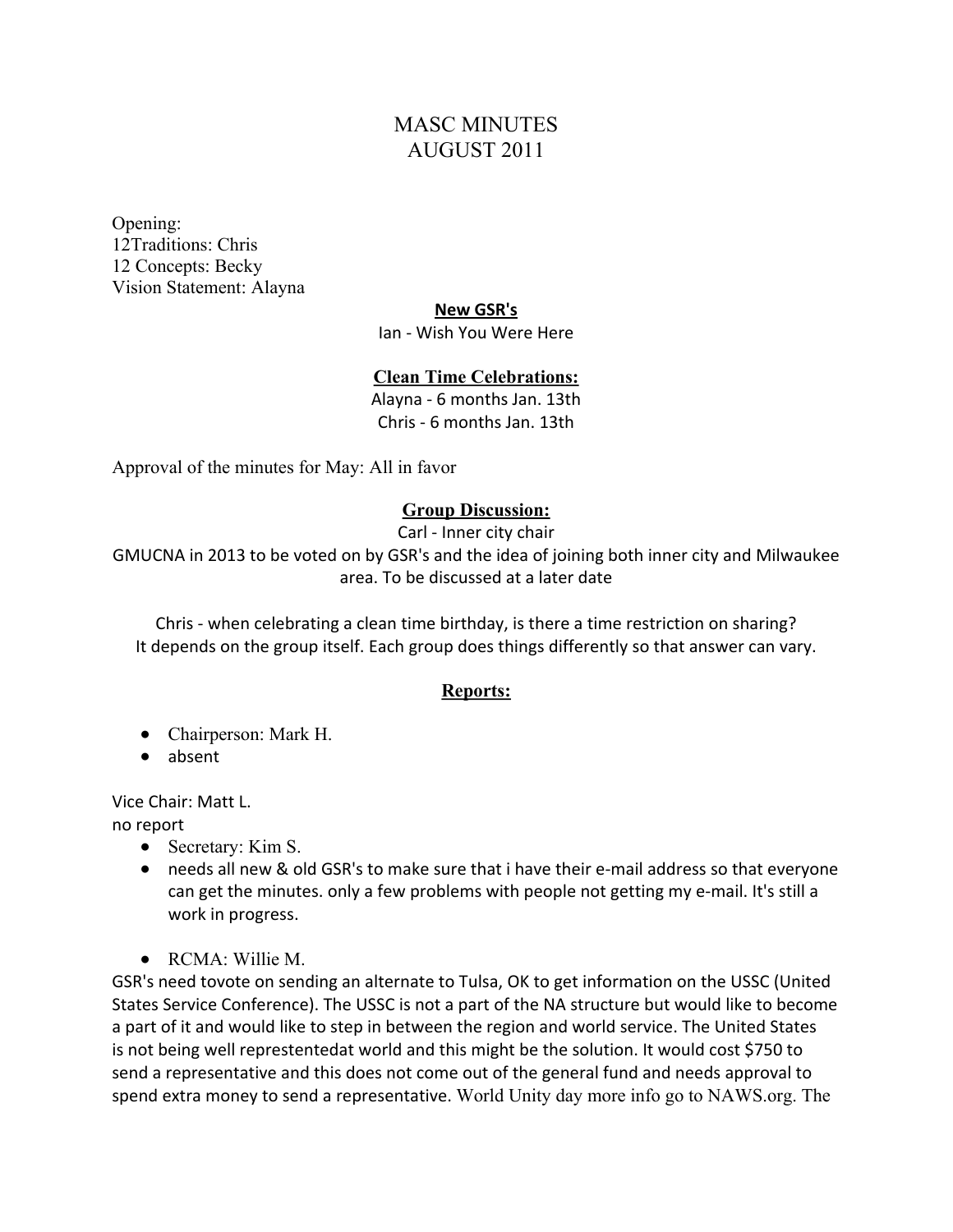# MASC MINUTES
# AUGUST 2011

Opening:
12Traditions: Chris
12 Concepts: Becky
Vision Statement: Alayna

**New GSR's**

Ian - Wish You Were Here

**Clean Time Celebrations:**

Alayna - 6 months Jan. 13th
Chris - 6 months Jan. 13th

Approval of the minutes for May: All in favor

**Group Discussion:**

Carl - Inner city chair
GMUCNA in 2013 to be voted on by GSR's and the idea of joining both inner city and Milwaukee area. To be discussed at a later date

Chris - when celebrating a clean time birthday, is there a time restriction on sharing?
It depends on the group itself. Each group does things differently so that answer can vary.

**Reports:**

- Chairperson: Mark H.
- absent

Vice Chair: Matt L.
no report

- Secretary: Kim S.
- needs all new & old GSR's to make sure that i have their e-mail address so that everyone can get the minutes. only a few problems with people not getting my e-mail. It's still a work in progress.

- RCMA: Willie M.

GSR's need tovote on sending an alternate to Tulsa, OK to get information on the USSC (United States Service Conference). The USSC is not a part of the NA structure but would like to become a part of it and would like to step in between the region and world service. The United States is not being representedat world and this might be the solution. It would cost $750 to send a representative and this does not come out of the general fund and needs approval to spend extra money to send a representative. World Unity day more info go to NAWS.org. The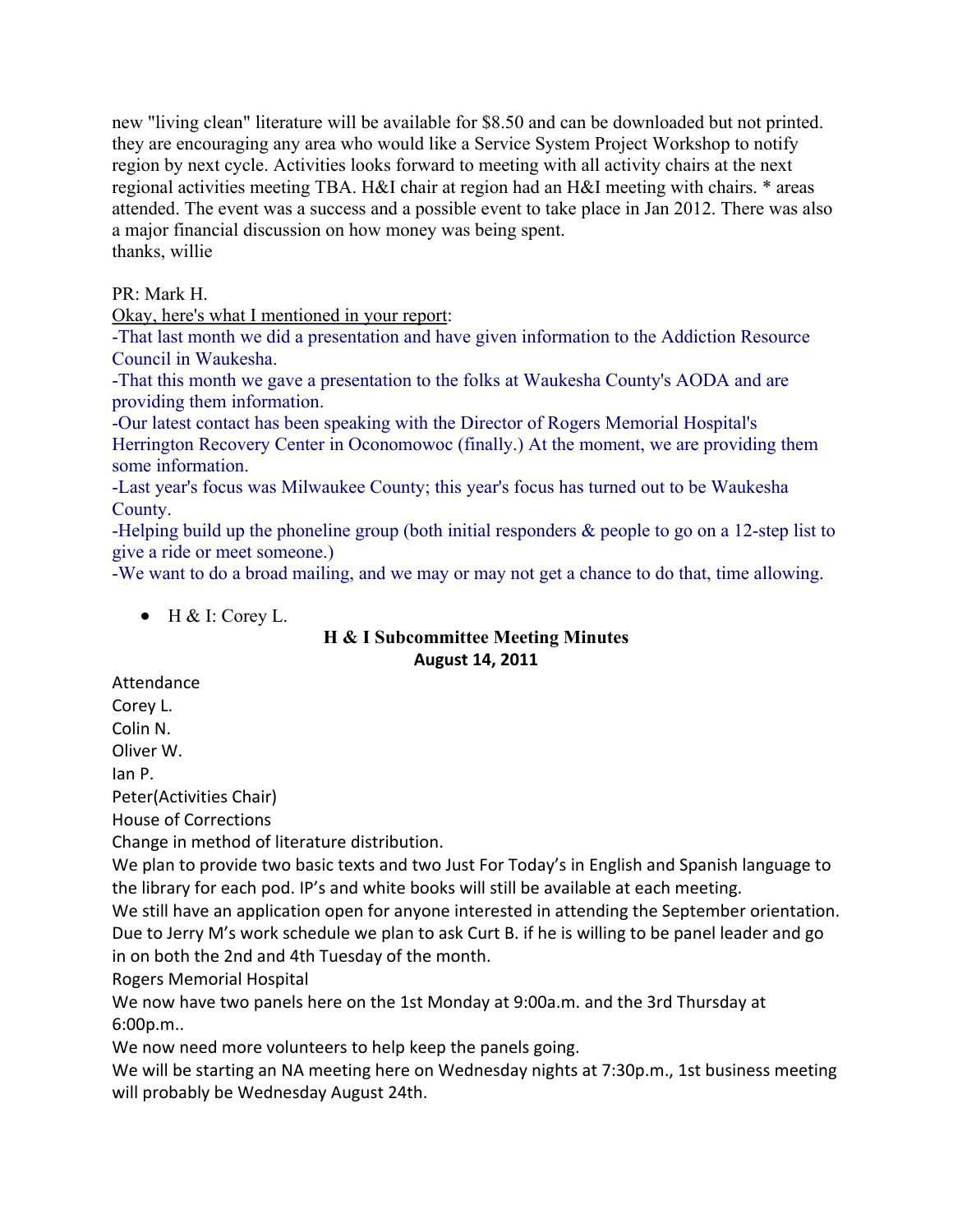new "living clean" literature will be available for $8.50 and can be downloaded but not printed. they are encouraging any area who would like a Service System Project Workshop to notify region by next cycle. Activities looks forward to meeting with all activity chairs at the next regional activities meeting TBA. H&I chair at region had an H&I meeting with chairs. * areas attended. The event was a success and a possible event to take place in Jan 2012. There was also a major financial discussion on how money was being spent.
thanks, willie

PR: Mark H.

<u>Okay, here's what I mentioned in your report</u>:

-That last month we did a presentation and have given information to the Addiction Resource Council in Waukesha.

-That this month we gave a presentation to the folks at Waukesha County's AODA and are providing them information.

-Our latest contact has been speaking with the Director of Rogers Memorial Hospital's Herrington Recovery Center in Oconomowoc (finally.) At the moment, we are providing them some information.

-Last year's focus was Milwaukee County; this year's focus has turned out to be Waukesha County.

-Helping build up the phoneline group (both initial responders & people to go on a 12-step list to give a ride or meet someone.)

-We want to do a broad mailing, and we may or may not get a chance to do that, time allowing.

- H & I: Corey L.

**H & I Subcommittee Meeting Minutes**
**August 14, 2011**

Attendance
Corey L.
Colin N.
Oliver W.
Ian P.
Peter(Activities Chair)

House of Corrections
Change in method of literature distribution.
We plan to provide two basic texts and two Just For Today's in English and Spanish language to the library for each pod. IP's and white books will still be available at each meeting.
We still have an application open for anyone interested in attending the September orientation.
Due to Jerry M's work schedule we plan to ask Curt B. if he is willing to be panel leader and go in on both the 2nd and 4th Tuesday of the month.

Rogers Memorial Hospital
We now have two panels here on the 1st Monday at 9:00a.m. and the 3rd Thursday at 6:00p.m..
We now need more volunteers to help keep the panels going.
We will be starting an NA meeting here on Wednesday nights at 7:30p.m., 1st business meeting will probably be Wednesday August 24th.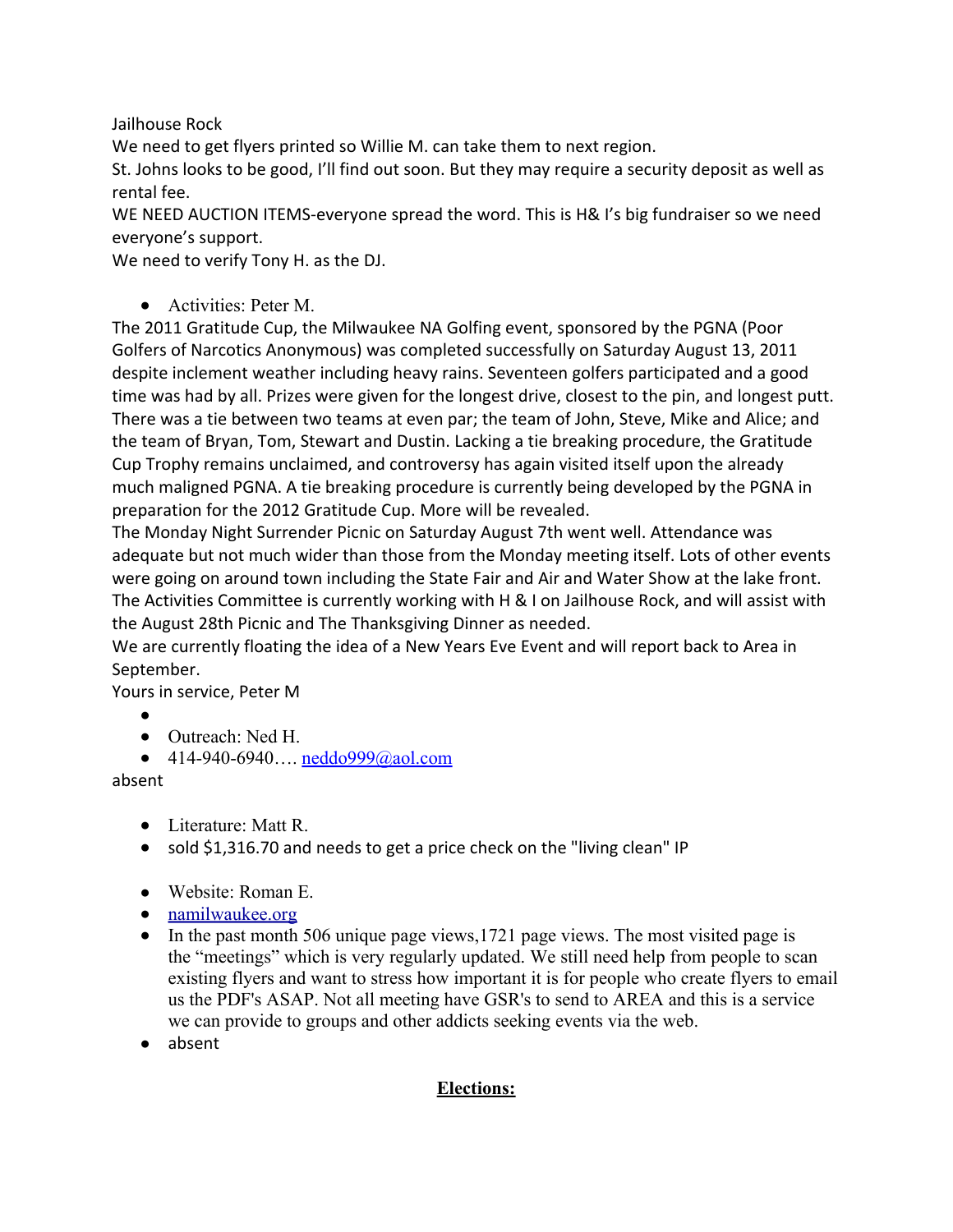Jailhouse Rock

We need to get flyers printed so Willie M. can take them to next region.

St. Johns looks to be good, I'll find out soon. But they may require a security deposit as well as rental fee.

WE NEED AUCTION ITEMS-everyone spread the word. This is H& I's big fundraiser so we need everyone's support.

We need to verify Tony H. as the DJ.

- Activities: Peter M.

The 2011 Gratitude Cup, the Milwaukee NA Golfing event, sponsored by the PGNA (Poor Golfers of Narcotics Anonymous) was completed successfully on Saturday August 13, 2011 despite inclement weather including heavy rains. Seventeen golfers participated and a good time was had by all. Prizes were given for the longest drive, closest to the pin, and longest putt. There was a tie between two teams at even par; the team of John, Steve, Mike and Alice; and the team of Bryan, Tom, Stewart and Dustin. Lacking a tie breaking procedure, the Gratitude Cup Trophy remains unclaimed, and controversy has again visited itself upon the already much maligned PGNA. A tie breaking procedure is currently being developed by the PGNA in preparation for the 2012 Gratitude Cup. More will be revealed.

The Monday Night Surrender Picnic on Saturday August 7th went well. Attendance was adequate but not much wider than those from the Monday meeting itself. Lots of other events were going on around town including the State Fair and Air and Water Show at the lake front. The Activities Committee is currently working with H & I on Jailhouse Rock, and will assist with the August 28th Picnic and The Thanksgiving Dinner as needed.

We are currently floating the idea of a New Years Eve Event and will report back to Area in September.

Yours in service, Peter M

- Outreach: Ned H.
- 414-940-6940…. neddo999@aol.com

absent

- Literature: Matt R.
- sold $1,316.70 and needs to get a price check on the "living clean" IP

- Website: Roman E.
- namilwaukee.org
- In the past month 506 unique page views,1721 page views. The most visited page is the "meetings" which is very regularly updated. We still need help from people to scan existing flyers and want to stress how important it is for people who create flyers to email us the PDF's ASAP. Not all meeting have GSR's to send to AREA and this is a service we can provide to groups and other addicts seeking events via the web.
- absent

## Elections: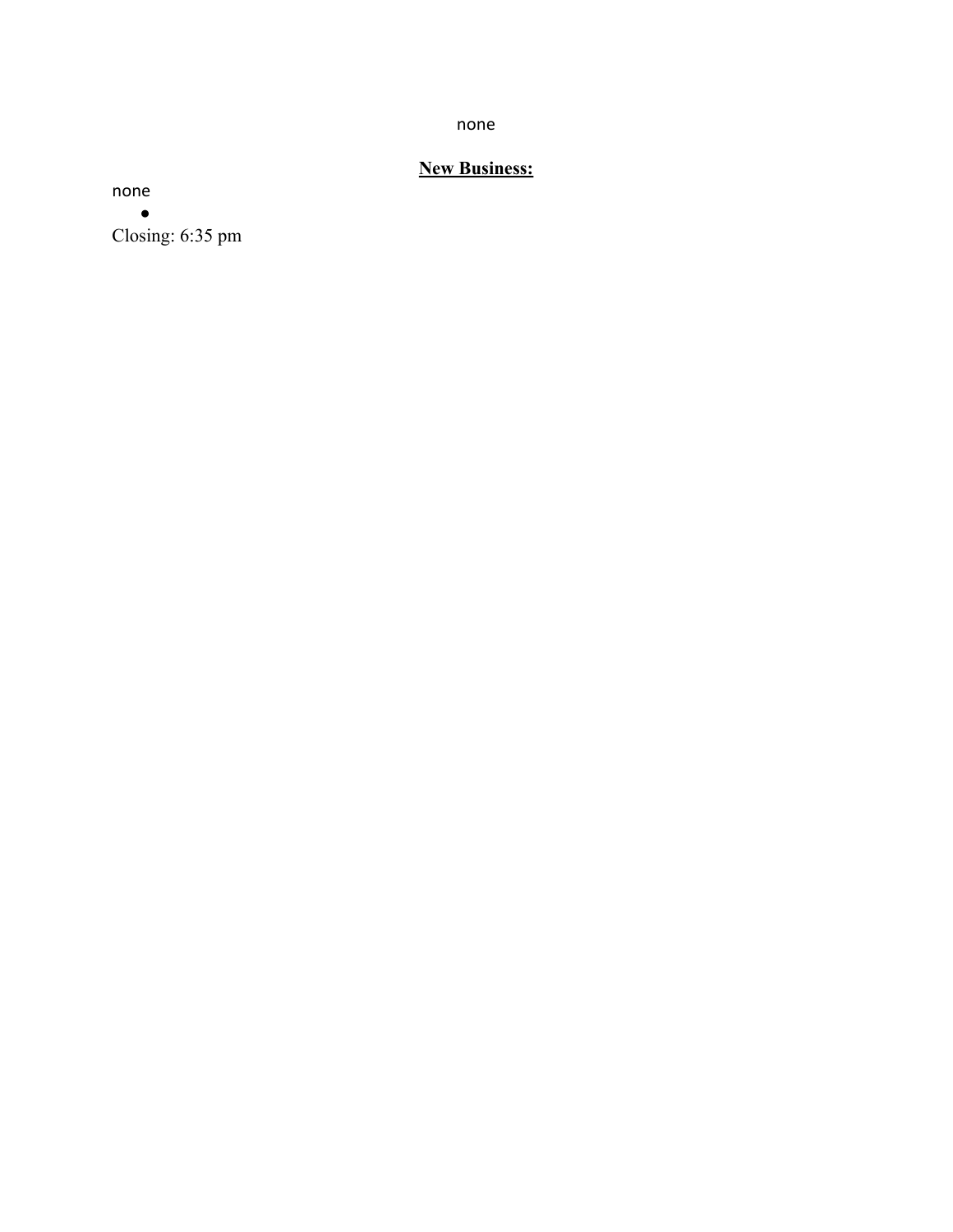none

## New Business:

none

- 

Closing: 6:35 pm